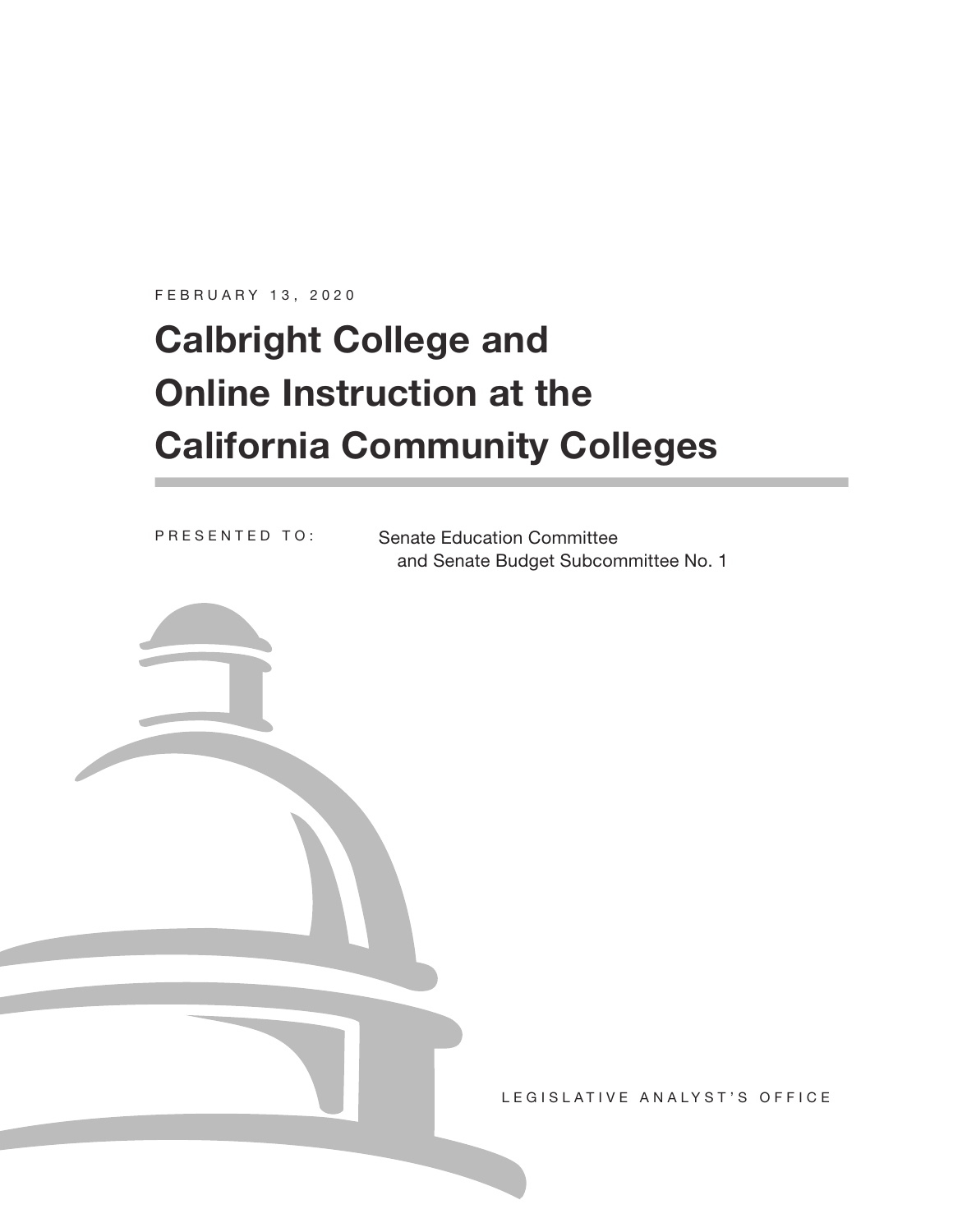FEBRUARY 13, 2020

# Calbright College and Online Instruction at the California Community Colleges

PRESENTED TO: Senate Education Committee and Senate Budget Subcommittee No. 1

LEGISLATIVE ANALYST'S OFFICE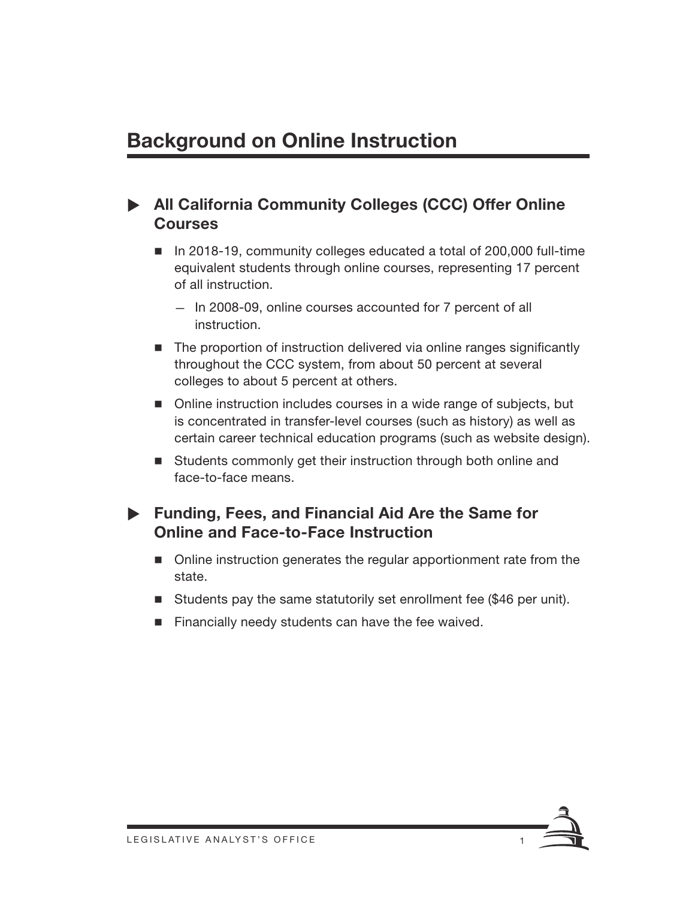# Background on Online Instruction

## All California Community Colleges (CCC) Offer Online Courses

- In 2018-19, community colleges educated a total of 200,000 full-time equivalent students through online courses, representing 17 percent of all instruction.
  - In 2008-09, online courses accounted for 7 percent of all instruction.
- The proportion of instruction delivered via online ranges significantly throughout the CCC system, from about 50 percent at several colleges to about 5 percent at others.
- Online instruction includes courses in a wide range of subjects, but is concentrated in transfer-level courses (such as history) as well as certain career technical education programs (such as website design).
- Students commonly get their instruction through both online and face-to-face means.

## Funding, Fees, and Financial Aid Are the Same for Online and Face-to-Face Instruction

- Online instruction generates the regular apportionment rate from the state.
- Students pay the same statutorily set enrollment fee ($46 per unit).
- Financially needy students can have the fee waived.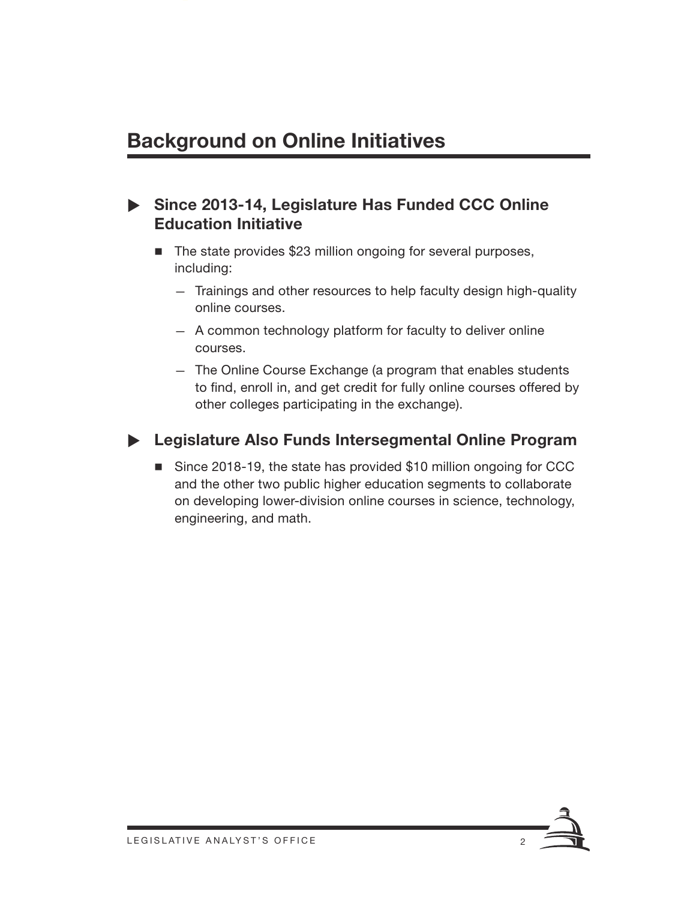# Background on Online Initiatives

## Since 2013-14, Legislature Has Funded CCC Online Education Initiative

- The state provides $23 million ongoing for several purposes, including:
  - Trainings and other resources to help faculty design high-quality online courses.
  - A common technology platform for faculty to deliver online courses.
  - The Online Course Exchange (a program that enables students to find, enroll in, and get credit for fully online courses offered by other colleges participating in the exchange).

## Legislature Also Funds Intersegmental Online Program

- Since 2018-19, the state has provided $10 million ongoing for CCC and the other two public higher education segments to collaborate on developing lower-division online courses in science, technology, engineering, and math.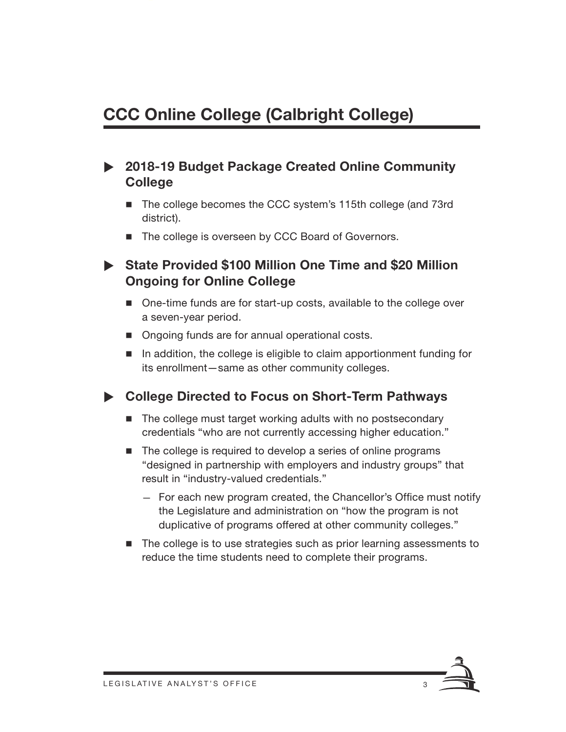# CCC Online College (Calbright College)

## 2018-19 Budget Package Created Online Community College

- The college becomes the CCC system's 115th college (and 73rd district).
- The college is overseen by CCC Board of Governors.

## State Provided $100 Million One Time and $20 Million Ongoing for Online College

- One-time funds are for start-up costs, available to the college over a seven-year period.
- Ongoing funds are for annual operational costs.
- In addition, the college is eligible to claim apportionment funding for its enrollment—same as other community colleges.

## College Directed to Focus on Short-Term Pathways

- The college must target working adults with no postsecondary credentials "who are not currently accessing higher education."
- The college is required to develop a series of online programs "designed in partnership with employers and industry groups" that result in "industry-valued credentials."
  - For each new program created, the Chancellor's Office must notify the Legislature and administration on "how the program is not duplicative of programs offered at other community colleges."
- The college is to use strategies such as prior learning assessments to reduce the time students need to complete their programs.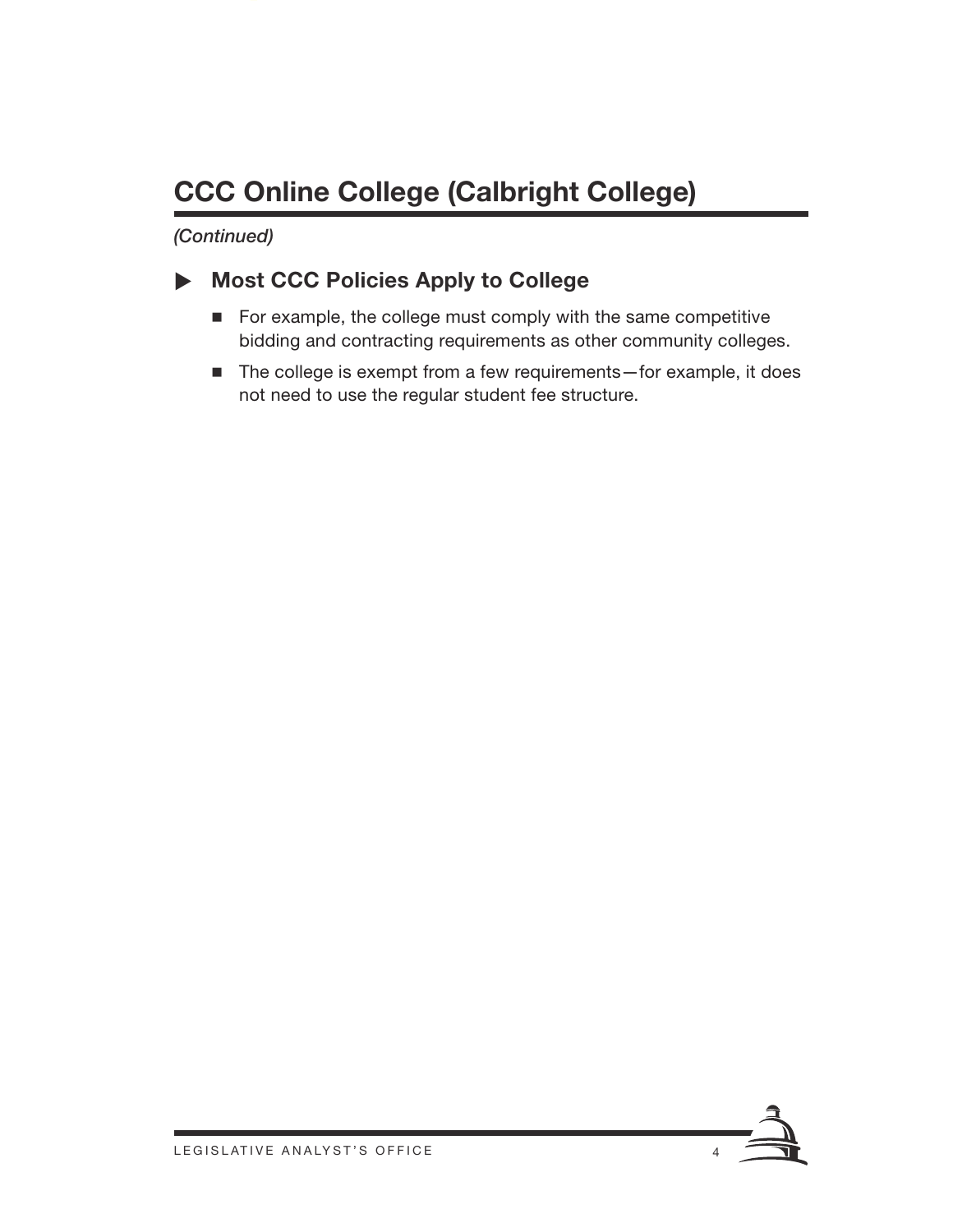# CCC Online College (Calbright College)

*(Continued)*

## ▶ Most CCC Policies Apply to College

- For example, the college must comply with the same competitive bidding and contracting requirements as other community colleges.
- The college is exempt from a few requirements—for example, it does not need to use the regular student fee structure.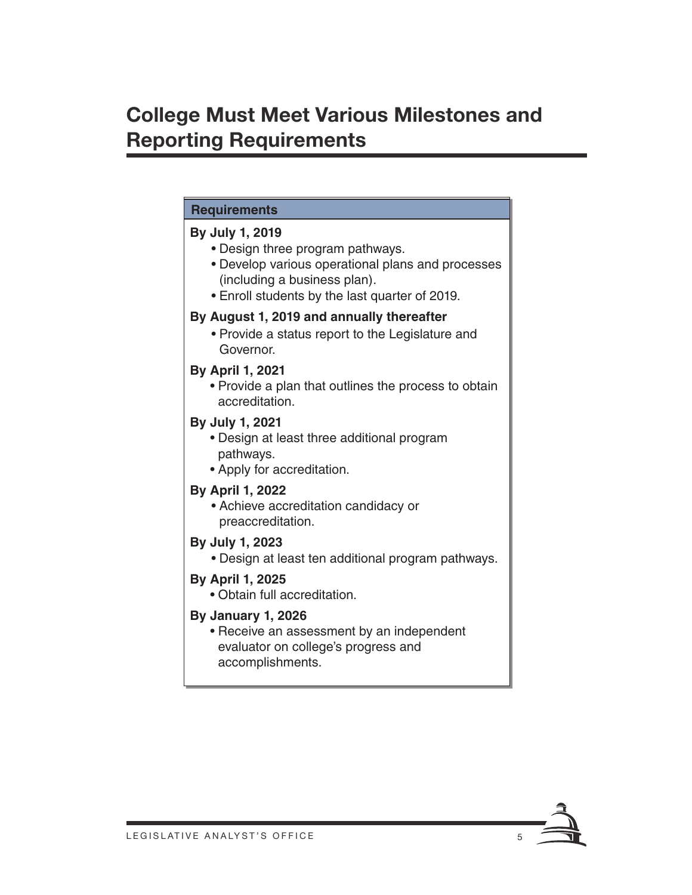# College Must Meet Various Milestones and Reporting Requirements

**Requirements**

**By July 1, 2019**

- Design three program pathways.
- Develop various operational plans and processes (including a business plan).
- Enroll students by the last quarter of 2019.

**By August 1, 2019 and annually thereafter**

- Provide a status report to the Legislature and Governor.

**By April 1, 2021**

- Provide a plan that outlines the process to obtain accreditation.

**By July 1, 2021**

- Design at least three additional program pathways.
- Apply for accreditation.

**By April 1, 2022**

- Achieve accreditation candidacy or preaccreditation.

**By July 1, 2023**

- Design at least ten additional program pathways.

**By April 1, 2025**

- Obtain full accreditation.

**By January 1, 2026**

- Receive an assessment by an independent evaluator on college's progress and accomplishments.